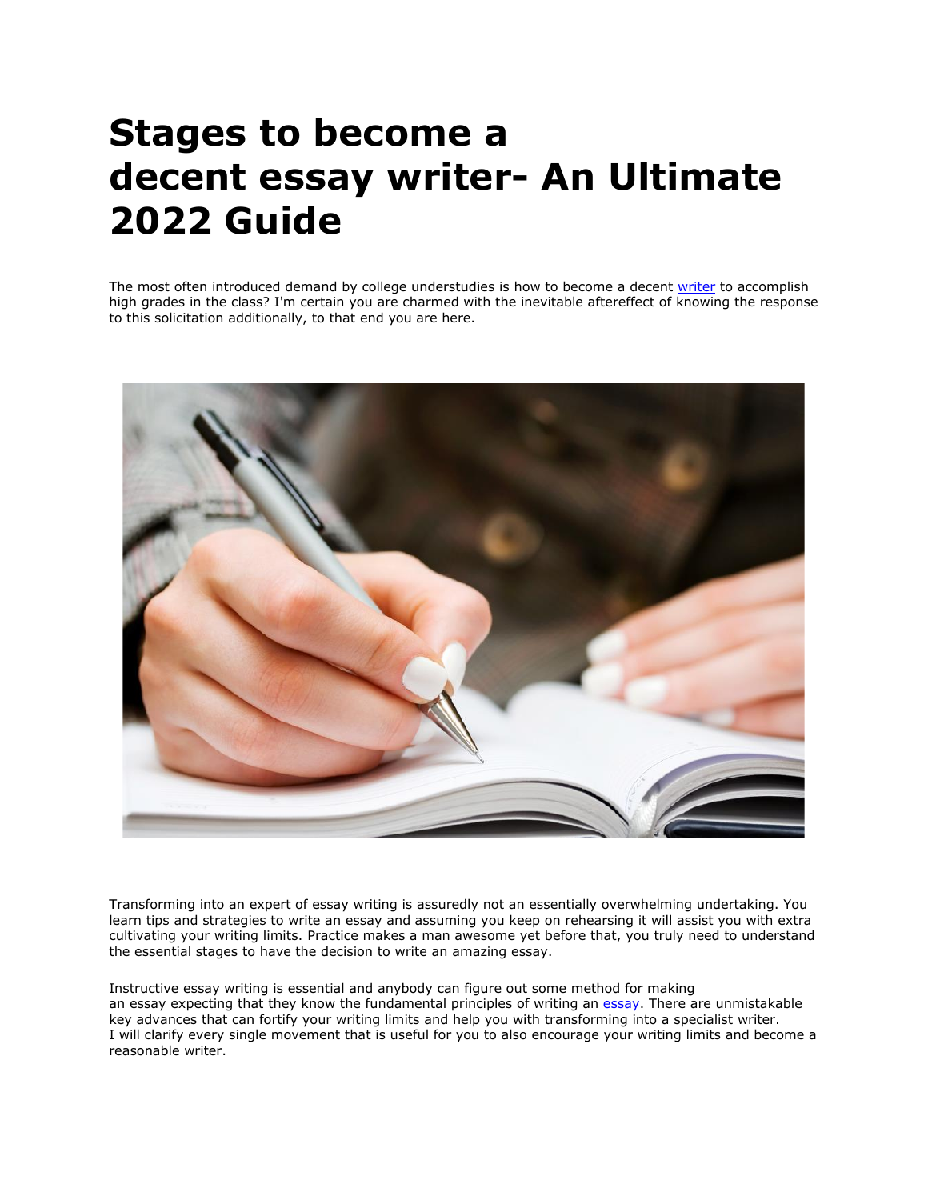# Stages to become a decent essay writer- An Ultimate 2022 Guide

The most often introduced demand by college understudies is how to become a decent writer to accomplish high grades in the class? I'm certain you are charmed with the inevitable aftereffect of knowing the response to this solicitation additionally, to that end you are here.

Transforming into an expert of essay writing is assuredly not an essentially overwhelming undertaking. You learn tips and strategies to write an essay and assuming you keep on rehearsing it will assist you with extra cultivating your writing limits. Practice makes a man awesome yet before that, you truly need to understand the essential stages to have the decision to write an amazing essay.

Instructive essay writing is essential and anybody can figure out some method for making an essay expecting that they know the fundamental principles of writing an essay. There are unmistakable key advances that can fortify your writing limits and help you with transforming into a specialist writer. I will clarify every single movement that is useful for you to also encourage your writing limits and become a reasonable writer.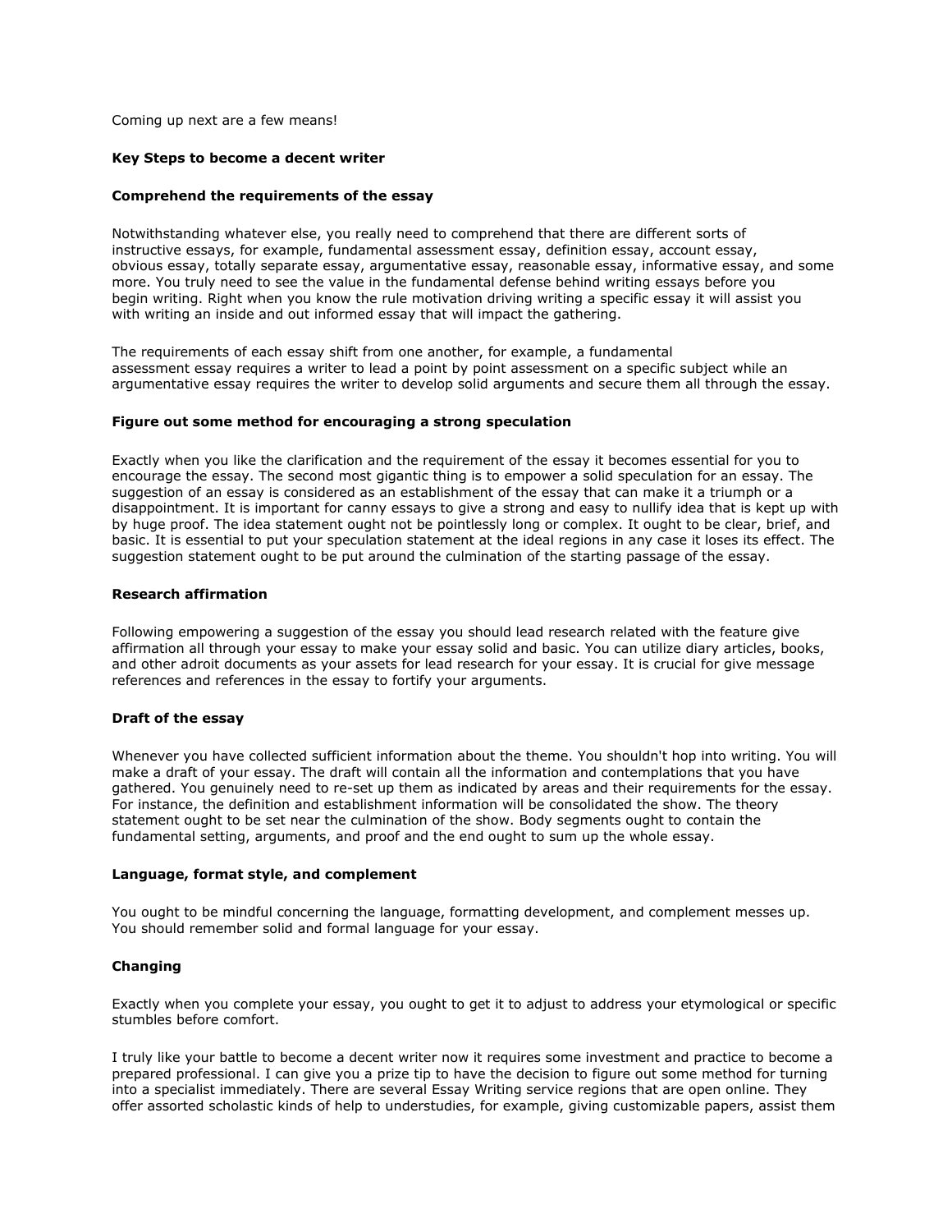Coming up next are a few means!

**Key Steps to become a decent writer**

**Comprehend the requirements of the essay**

Notwithstanding whatever else, you really need to comprehend that there are different sorts of instructive essays, for example, fundamental assessment essay, definition essay, account essay, obvious essay, totally separate essay, argumentative essay, reasonable essay, informative essay, and some more. You truly need to see the value in the fundamental defense behind writing essays before you begin writing. Right when you know the rule motivation driving writing a specific essay it will assist you with writing an inside and out informed essay that will impact the gathering.

The requirements of each essay shift from one another, for example, a fundamental assessment essay requires a writer to lead a point by point assessment on a specific subject while an argumentative essay requires the writer to develop solid arguments and secure them all through the essay.

**Figure out some method for encouraging a strong speculation**

Exactly when you like the clarification and the requirement of the essay it becomes essential for you to encourage the essay. The second most gigantic thing is to empower a solid speculation for an essay. The suggestion of an essay is considered as an establishment of the essay that can make it a triumph or a disappointment. It is important for canny essays to give a strong and easy to nullify idea that is kept up with by huge proof. The idea statement ought not be pointlessly long or complex. It ought to be clear, brief, and basic. It is essential to put your speculation statement at the ideal regions in any case it loses its effect. The suggestion statement ought to be put around the culmination of the starting passage of the essay.

**Research affirmation**

Following empowering a suggestion of the essay you should lead research related with the feature give affirmation all through your essay to make your essay solid and basic. You can utilize diary articles, books, and other adroit documents as your assets for lead research for your essay. It is crucial for give message references and references in the essay to fortify your arguments.

**Draft of the essay**

Whenever you have collected sufficient information about the theme. You shouldn't hop into writing. You will make a draft of your essay. The draft will contain all the information and contemplations that you have gathered. You genuinely need to re-set up them as indicated by areas and their requirements for the essay. For instance, the definition and establishment information will be consolidated the show. The theory statement ought to be set near the culmination of the show. Body segments ought to contain the fundamental setting, arguments, and proof and the end ought to sum up the whole essay.

**Language, format style, and complement**

You ought to be mindful concerning the language, formatting development, and complement messes up. You should remember solid and formal language for your essay.

**Changing**

Exactly when you complete your essay, you ought to get it to adjust to address your etymological or specific stumbles before comfort.

I truly like your battle to become a decent writer now it requires some investment and practice to become a prepared professional. I can give you a prize tip to have the decision to figure out some method for turning into a specialist immediately. There are several Essay Writing service regions that are open online. They offer assorted scholastic kinds of help to understudies, for example, giving customizable papers, assist them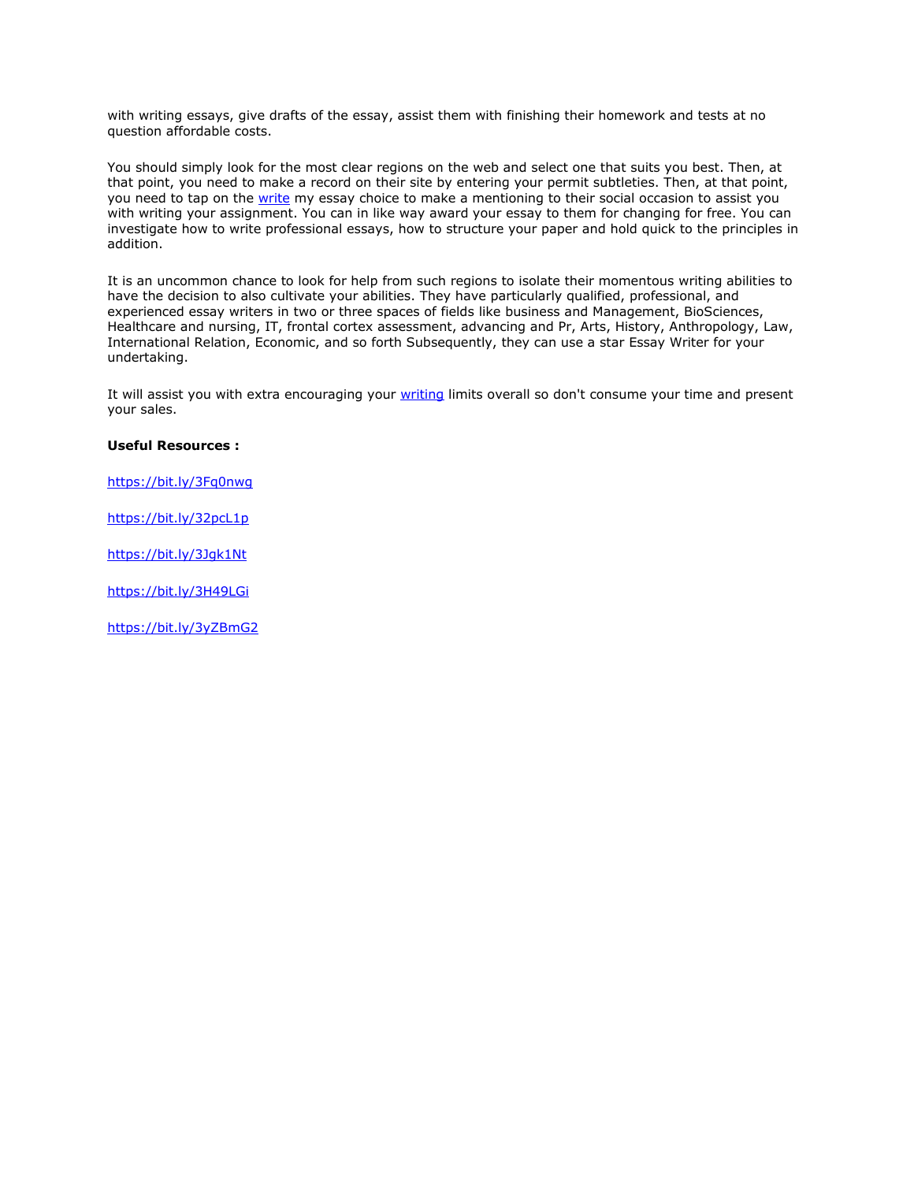with writing essays, give drafts of the essay, assist them with finishing their homework and tests at no question affordable costs.

You should simply look for the most clear regions on the web and select one that suits you best. Then, at that point, you need to make a record on their site by entering your permit subtleties. Then, at that point, you need to tap on the write my essay choice to make a mentioning to their social occasion to assist you with writing your assignment. You can in like way award your essay to them for changing for free. You can investigate how to write professional essays, how to structure your paper and hold quick to the principles in addition.

It is an uncommon chance to look for help from such regions to isolate their momentous writing abilities to have the decision to also cultivate your abilities. They have particularly qualified, professional, and experienced essay writers in two or three spaces of fields like business and Management, BioSciences, Healthcare and nursing, IT, frontal cortex assessment, advancing and Pr, Arts, History, Anthropology, Law, International Relation, Economic, and so forth Subsequently, they can use a star Essay Writer for your undertaking.

It will assist you with extra encouraging your writing limits overall so don't consume your time and present your sales.

**Useful Resources :**

https://bit.ly/3Fq0nwg

https://bit.ly/32pcL1p

https://bit.ly/3Jgk1Nt

https://bit.ly/3H49LGi

https://bit.ly/3yZBmG2